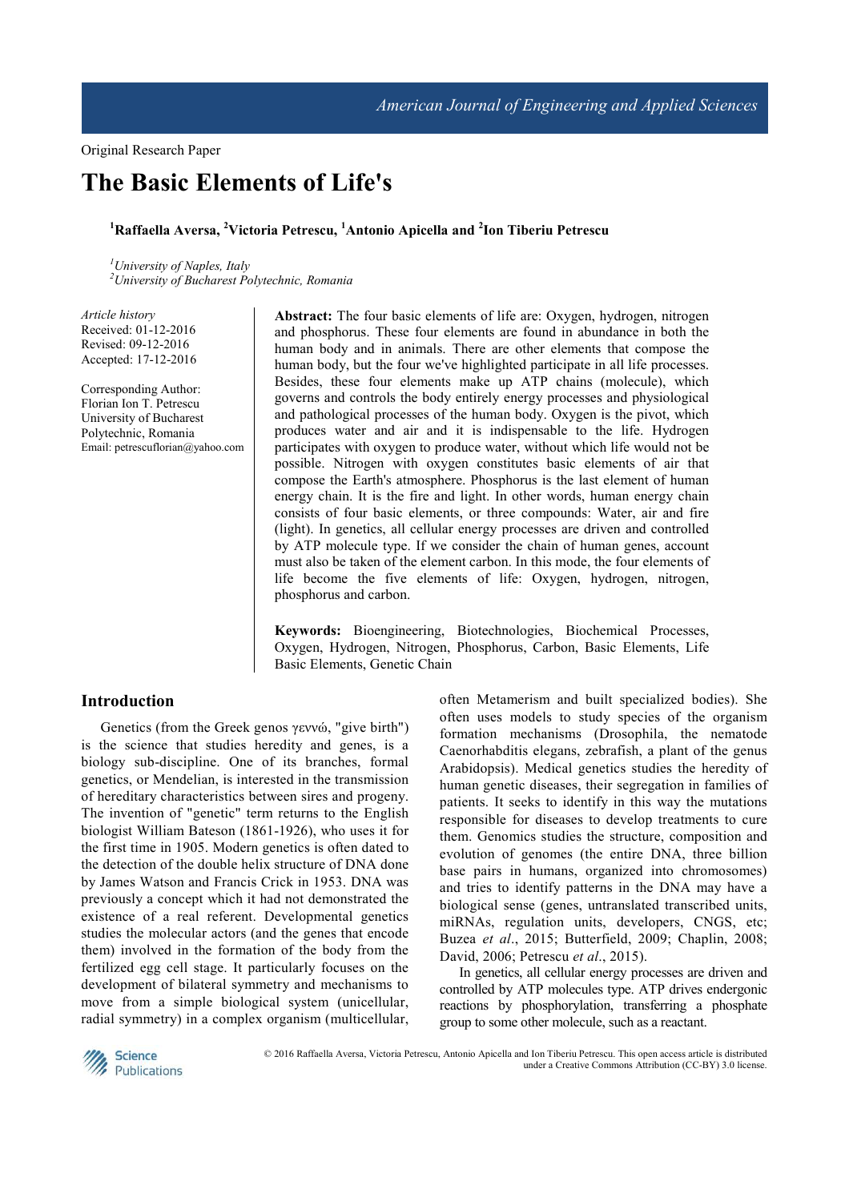Original Research Paper

# The Basic Elements of Life's

**[1]Raffaella Aversa, [2]Victoria Petrescu, [1]Antonio Apicella and [2]Ion Tiberiu Petrescu**

*[1]University of Naples, Italy*
*[2]University of Bucharest Polytechnic, Romania*

*Article history*
Received: 01-12-2016
Revised: 09-12-2016
Accepted: 17-12-2016

Corresponding Author:
Florian Ion T. Petrescu
University of Bucharest
Polytechnic, Romania
Email: petrescuflorian@yahoo.com

**Abstract:** The four basic elements of life are: Oxygen, hydrogen, nitrogen and phosphorus. These four elements are found in abundance in both the human body and in animals. There are other elements that compose the human body, but the four we've highlighted participate in all life processes. Besides, these four elements make up ATP chains (molecule), which governs and controls the body entirely energy processes and physiological and pathological processes of the human body. Oxygen is the pivot, which produces water and air and it is indispensable to the life. Hydrogen participates with oxygen to produce water, without which life would not be possible. Nitrogen with oxygen constitutes basic elements of air that compose the Earth's atmosphere. Phosphorus is the last element of human energy chain. It is the fire and light. In other words, human energy chain consists of four basic elements, or three compounds: Water, air and fire (light). In genetics, all cellular energy processes are driven and controlled by ATP molecule type. If we consider the chain of human genes, account must also be taken of the element carbon. In this mode, the four elements of life become the five elements of life: Oxygen, hydrogen, nitrogen, phosphorus and carbon.

**Keywords:** Bioengineering, Biotechnologies, Biochemical Processes, Oxygen, Hydrogen, Nitrogen, Phosphorus, Carbon, Basic Elements, Life Basic Elements, Genetic Chain

## Introduction

Genetics (from the Greek genos γεννώ, "give birth") is the science that studies heredity and genes, is a biology sub-discipline. One of its branches, formal genetics, or Mendelian, is interested in the transmission of hereditary characteristics between sires and progeny. The invention of "genetic" term returns to the English biologist William Bateson (1861-1926), who uses it for the first time in 1905. Modern genetics is often dated to the detection of the double helix structure of DNA done by James Watson and Francis Crick in 1953. DNA was previously a concept which it had not demonstrated the existence of a real referent. Developmental genetics studies the molecular actors (and the genes that encode them) involved in the formation of the body from the fertilized egg cell stage. It particularly focuses on the development of bilateral symmetry and mechanisms to move from a simple biological system (unicellular, radial symmetry) in a complex organism (multicellular, often Metamerism and built specialized bodies). She often uses models to study species of the organism formation mechanisms (Drosophila, the nematode Caenorhabditis elegans, zebrafish, a plant of the genus Arabidopsis). Medical genetics studies the heredity of human genetic diseases, their segregation in families of patients. It seeks to identify in this way the mutations responsible for diseases to develop treatments to cure them. Genomics studies the structure, composition and evolution of genomes (the entire DNA, three billion base pairs in humans, organized into chromosomes) and tries to identify patterns in the DNA may have a biological sense (genes, untranslated transcribed units, miRNAs, regulation units, developers, CNGS, etc; Buzea *et al*., 2015; Butterfield, 2009; Chaplin, 2008; David, 2006; Petrescu *et al*., 2015).

In genetics, all cellular energy processes are driven and controlled by ATP molecules type. ATP drives endergonic reactions by phosphorylation, transferring a phosphate group to some other molecule, such as a reactant.

© 2016 Raffaella Aversa, Victoria Petrescu, Antonio Apicella and Ion Tiberiu Petrescu. This open access article is distributed under a Creative Commons Attribution (CC-BY) 3.0 license.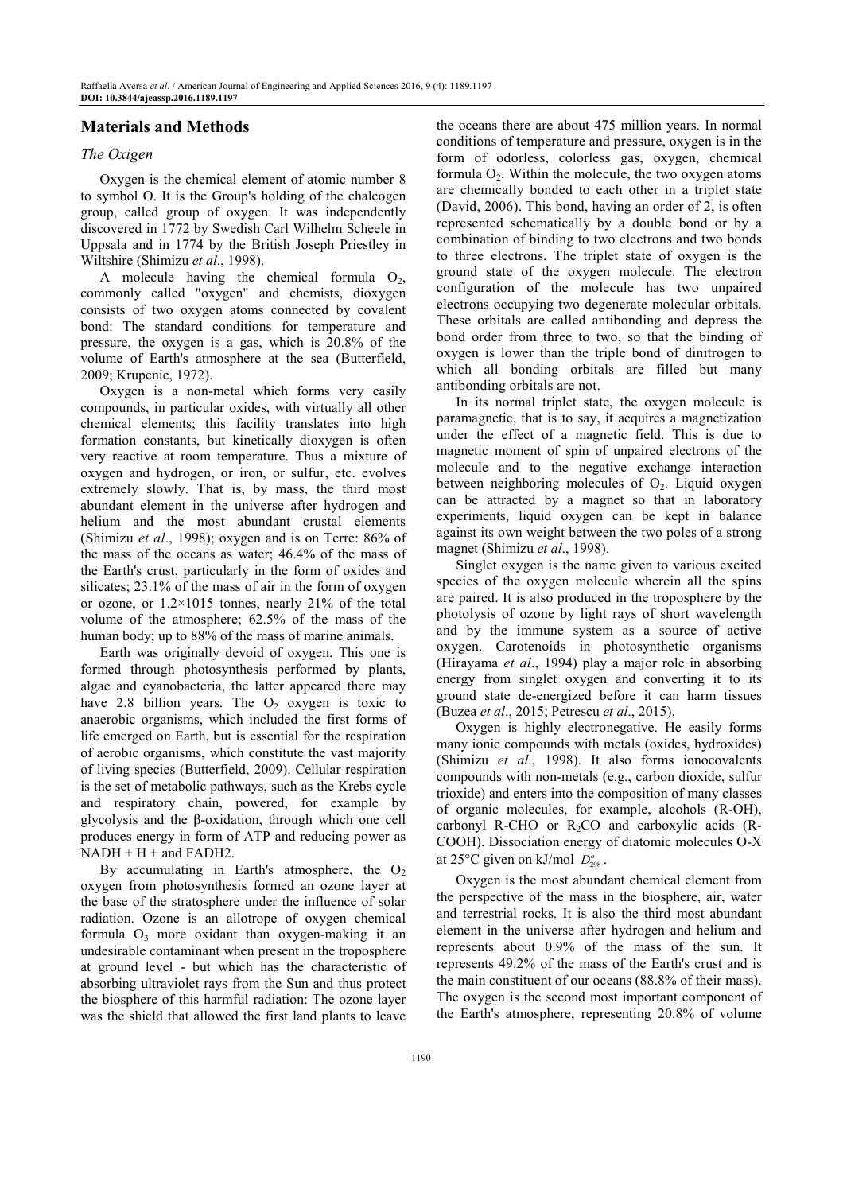## Materials and Methods

### The Oxigen

Oxygen is the chemical element of atomic number 8 to symbol O. It is the Group's holding of the chalcogen group, called group of oxygen. It was independently discovered in 1772 by Swedish Carl Wilhelm Scheele in Uppsala and in 1774 by the British Joseph Priestley in Wiltshire (Shimizu *et al*., 1998).

A molecule having the chemical formula $O_2$, commonly called "oxygen" and chemists, dioxygen consists of two oxygen atoms connected by covalent bond: The standard conditions for temperature and pressure, the oxygen is a gas, which is 20.8% of the volume of Earth's atmosphere at the sea (Butterfield, 2009; Krupenie, 1972).

Oxygen is a non-metal which forms very easily compounds, in particular oxides, with virtually all other chemical elements; this facility translates into high formation constants, but kinetically dioxygen is often very reactive at room temperature. Thus a mixture of oxygen and hydrogen, or iron, or sulfur, etc. evolves extremely slowly. That is, by mass, the third most abundant element in the universe after hydrogen and helium and the most abundant crustal elements (Shimizu *et al*., 1998); oxygen and is on Terre: 86% of the mass of the oceans as water; 46.4% of the mass of the Earth's crust, particularly in the form of oxides and silicates; 23.1% of the mass of air in the form of oxygen or ozone, or 1.2×1015 tonnes, nearly 21% of the total volume of the atmosphere; 62.5% of the mass of the human body; up to 88% of the mass of marine animals.

Earth was originally devoid of oxygen. This one is formed through photosynthesis performed by plants, algae and cyanobacteria, the latter appeared there may have 2.8 billion years. The $O_2$ oxygen is toxic to anaerobic organisms, which included the first forms of life emerged on Earth, but is essential for the respiration of aerobic organisms, which constitute the vast majority of living species (Butterfield, 2009). Cellular respiration is the set of metabolic pathways, such as the Krebs cycle and respiratory chain, powered, for example by glycolysis and the β-oxidation, through which one cell produces energy in form of ATP and reducing power as NADH + H + and FADH2.

By accumulating in Earth's atmosphere, the $O_2$ oxygen from photosynthesis formed an ozone layer at the base of the stratosphere under the influence of solar radiation. Ozone is an allotrope of oxygen chemical formula $O_3$ more oxidant than oxygen-making it an undesirable contaminant when present in the troposphere at ground level - but which has the characteristic of absorbing ultraviolet rays from the Sun and thus protect the biosphere of this harmful radiation: The ozone layer was the shield that allowed the first land plants to leave the oceans there are about 475 million years. In normal conditions of temperature and pressure, oxygen is in the form of odorless, colorless gas, oxygen, chemical formula $O_2$. Within the molecule, the two oxygen atoms are chemically bonded to each other in a triplet state (David, 2006). This bond, having an order of 2, is often represented schematically by a double bond or by a combination of binding to two electrons and two bonds to three electrons. The triplet state of oxygen is the ground state of the oxygen molecule. The electron configuration of the molecule has two unpaired electrons occupying two degenerate molecular orbitals. These orbitals are called antibonding and depress the bond order from three to two, so that the binding of oxygen is lower than the triple bond of dinitrogen to which all bonding orbitals are filled but many antibonding orbitals are not.

In its normal triplet state, the oxygen molecule is paramagnetic, that is to say, it acquires a magnetization under the effect of a magnetic field. This is due to magnetic moment of spin of unpaired electrons of the molecule and to the negative exchange interaction between neighboring molecules of $O_2$. Liquid oxygen can be attracted by a magnet so that in laboratory experiments, liquid oxygen can be kept in balance against its own weight between the two poles of a strong magnet (Shimizu *et al*., 1998).

Singlet oxygen is the name given to various excited species of the oxygen molecule wherein all the spins are paired. It is also produced in the troposphere by the photolysis of ozone by light rays of short wavelength and by the immune system as a source of active oxygen. Carotenoids in photosynthetic organisms (Hirayama *et al*., 1994) play a major role in absorbing energy from singlet oxygen and converting it to its ground state de-energized before it can harm tissues (Buzea *et al*., 2015; Petrescu *et al*., 2015).

Oxygen is highly electronegative. He easily forms many ionic compounds with metals (oxides, hydroxides) (Shimizu *et al*., 1998). It also forms ionocovalents compounds with non-metals (e.g., carbon dioxide, sulfur trioxide) and enters into the composition of many classes of organic molecules, for example, alcohols (R-OH), carbonyl R-CHO or $R_2CO$ and carboxylic acids (R-COOH). Dissociation energy of diatomic molecules O-X at 25°C given on kJ/mol $D^o_{298}$.

Oxygen is the most abundant chemical element from the perspective of the mass in the biosphere, air, water and terrestrial rocks. It is also the third most abundant element in the universe after hydrogen and helium and represents about 0.9% of the mass of the sun. It represents 49.2% of the mass of the Earth's crust and is the main constituent of our oceans (88.8% of their mass). The oxygen is the second most important component of the Earth's atmosphere, representing 20.8% of volume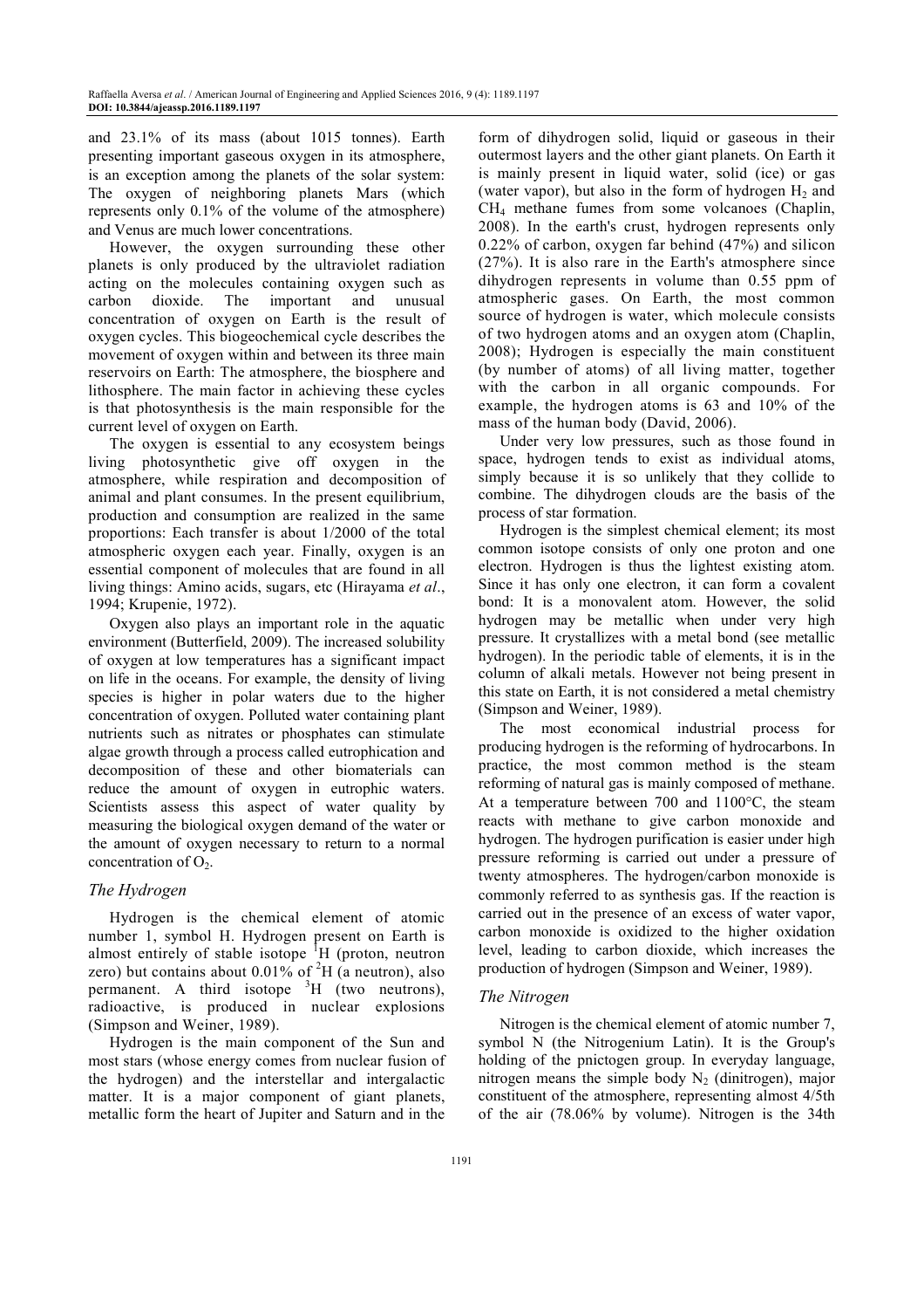and 23.1% of its mass (about 1015 tonnes). Earth presenting important gaseous oxygen in its atmosphere, is an exception among the planets of the solar system: The oxygen of neighboring planets Mars (which represents only 0.1% of the volume of the atmosphere) and Venus are much lower concentrations.

However, the oxygen surrounding these other planets is only produced by the ultraviolet radiation acting on the molecules containing oxygen such as carbon dioxide. The important and unusual concentration of oxygen on Earth is the result of oxygen cycles. This biogeochemical cycle describes the movement of oxygen within and between its three main reservoirs on Earth: The atmosphere, the biosphere and lithosphere. The main factor in achieving these cycles is that photosynthesis is the main responsible for the current level of oxygen on Earth.

The oxygen is essential to any ecosystem beings living photosynthetic give off oxygen in the atmosphere, while respiration and decomposition of animal and plant consumes. In the present equilibrium, production and consumption are realized in the same proportions: Each transfer is about 1/2000 of the total atmospheric oxygen each year. Finally, oxygen is an essential component of molecules that are found in all living things: Amino acids, sugars, etc (Hirayama *et al*., 1994; Krupenie, 1972).

Oxygen also plays an important role in the aquatic environment (Butterfield, 2009). The increased solubility of oxygen at low temperatures has a significant impact on life in the oceans. For example, the density of living species is higher in polar waters due to the higher concentration of oxygen. Polluted water containing plant nutrients such as nitrates or phosphates can stimulate algae growth through a process called eutrophication and decomposition of these and other biomaterials can reduce the amount of oxygen in eutrophic waters. Scientists assess this aspect of water quality by measuring the biological oxygen demand of the water or the amount of oxygen necessary to return to a normal concentration of $O_2$.

### *The Hydrogen*

Hydrogen is the chemical element of atomic number 1, symbol H. Hydrogen present on Earth is almost entirely of stable isotope $^1H$ (proton, neutron zero) but contains about 0.01% of $^2H$ (a neutron), also permanent. A third isotope $^3H$ (two neutrons), radioactive, is produced in nuclear explosions (Simpson and Weiner, 1989).

Hydrogen is the main component of the Sun and most stars (whose energy comes from nuclear fusion of the hydrogen) and the interstellar and intergalactic matter. It is a major component of giant planets, metallic form the heart of Jupiter and Saturn and in the form of dihydrogen solid, liquid or gaseous in their outermost layers and the other giant planets. On Earth it is mainly present in liquid water, solid (ice) or gas (water vapor), but also in the form of hydrogen $H_2$ and $CH_4$ methane fumes from some volcanoes (Chaplin, 2008). In the earth's crust, hydrogen represents only 0.22% of carbon, oxygen far behind (47%) and silicon (27%). It is also rare in the Earth's atmosphere since dihydrogen represents in volume than 0.55 ppm of atmospheric gases. On Earth, the most common source of hydrogen is water, which molecule consists of two hydrogen atoms and an oxygen atom (Chaplin, 2008); Hydrogen is especially the main constituent (by number of atoms) of all living matter, together with the carbon in all organic compounds. For example, the hydrogen atoms is 63 and 10% of the mass of the human body (David, 2006).

Under very low pressures, such as those found in space, hydrogen tends to exist as individual atoms, simply because it is so unlikely that they collide to combine. The dihydrogen clouds are the basis of the process of star formation.

Hydrogen is the simplest chemical element; its most common isotope consists of only one proton and one electron. Hydrogen is thus the lightest existing atom. Since it has only one electron, it can form a covalent bond: It is a monovalent atom. However, the solid hydrogen may be metallic when under very high pressure. It crystallizes with a metal bond (see metallic hydrogen). In the periodic table of elements, it is in the column of alkali metals. However not being present in this state on Earth, it is not considered a metal chemistry (Simpson and Weiner, 1989).

The most economical industrial process for producing hydrogen is the reforming of hydrocarbons. In practice, the most common method is the steam reforming of natural gas is mainly composed of methane. At a temperature between 700 and 1100°C, the steam reacts with methane to give carbon monoxide and hydrogen. The hydrogen purification is easier under high pressure reforming is carried out under a pressure of twenty atmospheres. The hydrogen/carbon monoxide is commonly referred to as synthesis gas. If the reaction is carried out in the presence of an excess of water vapor, carbon monoxide is oxidized to the higher oxidation level, leading to carbon dioxide, which increases the production of hydrogen (Simpson and Weiner, 1989).

### *The Nitrogen*

Nitrogen is the chemical element of atomic number 7, symbol N (the Nitrogenium Latin). It is the Group's holding of the pnictogen group. In everyday language, nitrogen means the simple body $N_2$ (dinitrogen), major constituent of the atmosphere, representing almost 4/5th of the air (78.06% by volume). Nitrogen is the 34th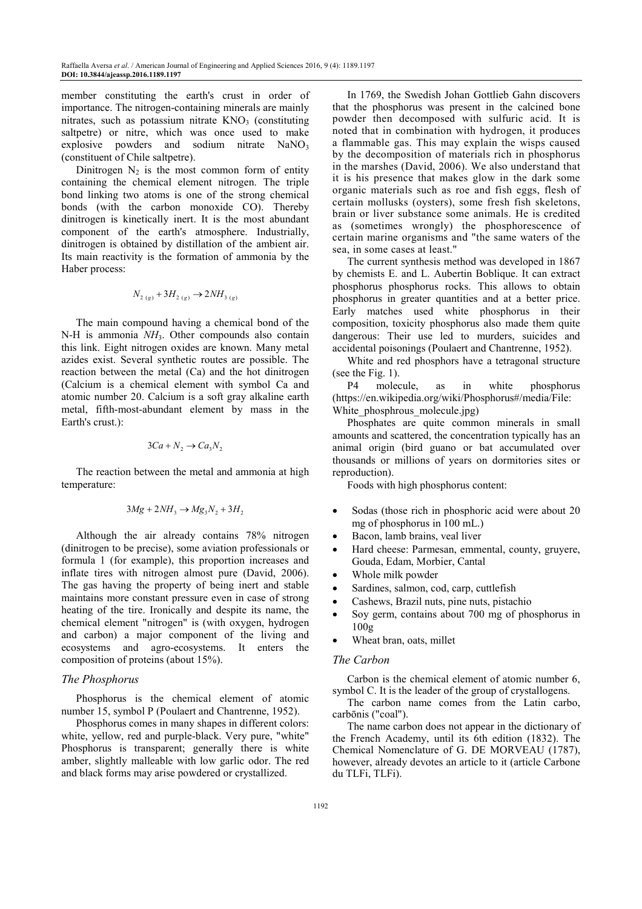member constituting the earth's crust in order of importance. The nitrogen-containing minerals are mainly nitrates, such as potassium nitrate $KNO_3$ (constituting saltpetre) or nitre, which was once used to make explosive powders and sodium nitrate $NaNO_3$ (constituent of Chile saltpetre).

Dinitrogen $N_2$ is the most common form of entity containing the chemical element nitrogen. The triple bond linking two atoms is one of the strong chemical bonds (with the carbon monoxide CO). Thereby dinitrogen is kinetically inert. It is the most abundant component of the earth's atmosphere. Industrially, dinitrogen is obtained by distillation of the ambient air. Its main reactivity is the formation of ammonia by the Haber process:

$$N_{2\,(g)} + 3H_{2\,(g)} \rightarrow 2NH_{3\,(g)}$$

The main compound having a chemical bond of the N-H is ammonia $NH_3$. Other compounds also contain this link. Eight nitrogen oxides are known. Many metal azides exist. Several synthetic routes are possible. The reaction between the metal (Ca) and the hot dinitrogen (Calcium is a chemical element with symbol Ca and atomic number 20. Calcium is a soft gray alkaline earth metal, fifth-most-abundant element by mass in the Earth's crust.):

$$3Ca + N_2 \rightarrow Ca_3N_2$$

The reaction between the metal and ammonia at high temperature:

$$3Mg + 2NH_3 \rightarrow Mg_3N_2 + 3H_2$$

Although the air already contains 78% nitrogen (dinitrogen to be precise), some aviation professionals or formula 1 (for example), this proportion increases and inflate tires with nitrogen almost pure (David, 2006). The gas having the property of being inert and stable maintains more constant pressure even in case of strong heating of the tire. Ironically and despite its name, the chemical element "nitrogen" is (with oxygen, hydrogen and carbon) a major component of the living and ecosystems and agro-ecosystems. It enters the composition of proteins (about 15%).

### *The Phosphorus*

Phosphorus is the chemical element of atomic number 15, symbol P (Poulaert and Chantrenne, 1952).

Phosphorus comes in many shapes in different colors: white, yellow, red and purple-black. Very pure, "white" Phosphorus is transparent; generally there is white amber, slightly malleable with low garlic odor. The red and black forms may arise powdered or crystallized.

In 1769, the Swedish Johan Gottlieb Gahn discovers that the phosphorus was present in the calcined bone powder then decomposed with sulfuric acid. It is noted that in combination with hydrogen, it produces a flammable gas. This may explain the wisps caused by the decomposition of materials rich in phosphorus in the marshes (David, 2006). We also understand that it is his presence that makes glow in the dark some organic materials such as roe and fish eggs, flesh of certain mollusks (oysters), some fresh fish skeletons, brain or liver substance some animals. He is credited as (sometimes wrongly) the phosphorescence of certain marine organisms and "the same waters of the sea, in some cases at least."

The current synthesis method was developed in 1867 by chemists E. and L. Aubertin Boblique. It can extract phosphorus phosphorus rocks. This allows to obtain phosphorus in greater quantities and at a better price. Early matches used white phosphorus in their composition, toxicity phosphorus also made them quite dangerous: Their use led to murders, suicides and accidental poisonings (Poulaert and Chantrenne, 1952).

White and red phosphors have a tetragonal structure (see the Fig. 1).

P4 molecule, as in white phosphorus (https://en.wikipedia.org/wiki/Phosphorus#/media/File: White_phosphrous_molecule.jpg)

Phosphates are quite common minerals in small amounts and scattered, the concentration typically has an animal origin (bird guano or bat accumulated over thousands or millions of years on dormitories sites or reproduction).

Foods with high phosphorus content:

- Sodas (those rich in phosphoric acid were about 20 mg of phosphorus in 100 mL.)
- Bacon, lamb brains, veal liver
- Hard cheese: Parmesan, emmental, county, gruyere, Gouda, Edam, Morbier, Cantal
- Whole milk powder
- Sardines, salmon, cod, carp, cuttlefish
- Cashews, Brazil nuts, pine nuts, pistachio
- Soy germ, contains about 700 mg of phosphorus in 100g
- Wheat bran, oats, millet

### *The Carbon*

Carbon is the chemical element of atomic number 6, symbol C. It is the leader of the group of crystallogens.

The carbon name comes from the Latin carbo, carbōnis ("coal").

The name carbon does not appear in the dictionary of the French Academy, until its 6th edition (1832). The Chemical Nomenclature of G. DE MORVEAU (1787), however, already devotes an article to it (article Carbone du TLFi, TLFi).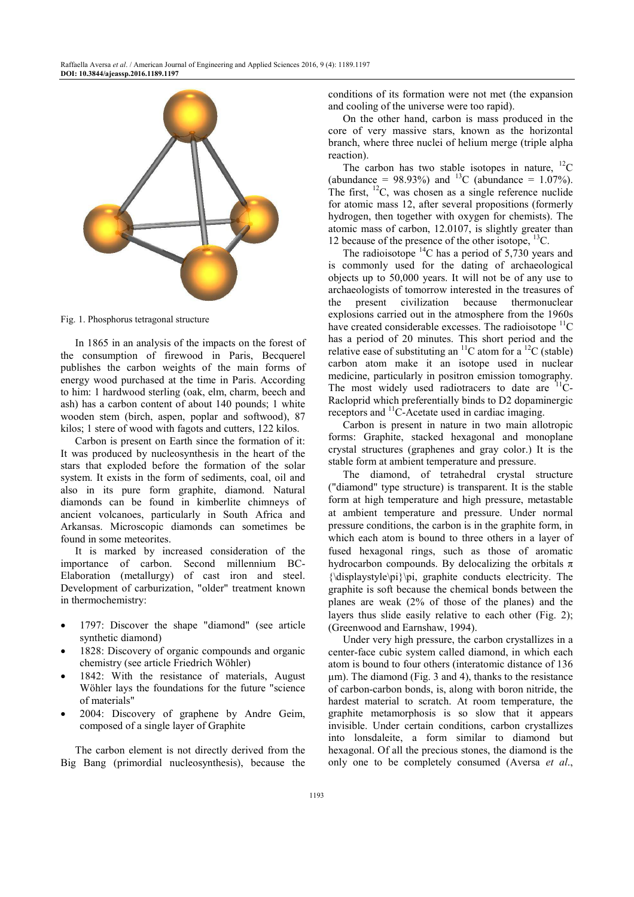Fig. 1. Phosphorus tetragonal structure

In 1865 in an analysis of the impacts on the forest of the consumption of firewood in Paris, Becquerel publishes the carbon weights of the main forms of energy wood purchased at the time in Paris. According to him: 1 hardwood sterling (oak, elm, charm, beech and ash) has a carbon content of about 140 pounds; 1 white wooden stem (birch, aspen, poplar and softwood), 87 kilos; 1 stere of wood with fagots and cutters, 122 kilos.

Carbon is present on Earth since the formation of it: It was produced by nucleosynthesis in the heart of the stars that exploded before the formation of the solar system. It exists in the form of sediments, coal, oil and also in its pure form graphite, diamond. Natural diamonds can be found in kimberlite chimneys of ancient volcanoes, particularly in South Africa and Arkansas. Microscopic diamonds can sometimes be found in some meteorites.

It is marked by increased consideration of the importance of carbon. Second millennium BC-Elaboration (metallurgy) of cast iron and steel. Development of carburization, "older" treatment known in thermochemistry:

- 1797: Discover the shape "diamond" (see article synthetic diamond)
- 1828: Discovery of organic compounds and organic chemistry (see article Friedrich Wöhler)
- 1842: With the resistance of materials, August Wöhler lays the foundations for the future "science of materials"
- 2004: Discovery of graphene by Andre Geim, composed of a single layer of Graphite

The carbon element is not directly derived from the Big Bang (primordial nucleosynthesis), because the conditions of its formation were not met (the expansion and cooling of the universe were too rapid).

On the other hand, carbon is mass produced in the core of very massive stars, known as the horizontal branch, where three nuclei of helium merge (triple alpha reaction).

The carbon has two stable isotopes in nature, $^{12}C$ (abundance = 98.93%) and $^{13}C$ (abundance = 1.07%). The first, $^{12}C$, was chosen as a single reference nuclide for atomic mass 12, after several propositions (formerly hydrogen, then together with oxygen for chemists). The atomic mass of carbon, 12.0107, is slightly greater than 12 because of the presence of the other isotope, $^{13}C$.

The radioisotope $^{14}C$ has a period of 5,730 years and is commonly used for the dating of archaeological objects up to 50,000 years. It will not be of any use to archaeologists of tomorrow interested in the treasures of the present civilization because thermonuclear explosions carried out in the atmosphere from the 1960s have created considerable excesses. The radioisotope $^{11}C$ has a period of 20 minutes. This short period and the relative ease of substituting an $^{11}C$ atom for a $^{12}C$ (stable) carbon atom make it an isotope used in nuclear medicine, particularly in positron emission tomography. The most widely used radiotracers to date are $^{11}C$-Raclopride which preferentially binds to D2 dopaminergic receptors and $^{11}C$-Acetate used in cardiac imaging.

Carbon is present in nature in two main allotropic forms: Graphite, stacked hexagonal and monoplane crystal structures (graphenes and gray color.) It is the stable form at ambient temperature and pressure.

The diamond, of tetrahedral crystal structure ("diamond" type structure) is transparent. It is the stable form at high temperature and high pressure, metastable at ambient temperature and pressure. Under normal pressure conditions, the carbon is in the graphite form, in which each atom is bound to three others in a layer of fused hexagonal rings, such as those of aromatic hydrocarbon compounds. By delocalizing the orbitals π {\displaystyle\pi}\pi, graphite conducts electricity. The graphite is soft because the chemical bonds between the planes are weak (2% of those of the planes) and the layers thus slide easily relative to each other (Fig. 2); (Greenwood and Earnshaw, 1994).

Under very high pressure, the carbon crystallizes in a center-face cubic system called diamond, in which each atom is bound to four others (interatomic distance of 136 μm). The diamond (Fig. 3 and 4), thanks to the resistance of carbon-carbon bonds, is, along with boron nitride, the hardest material to scratch. At room temperature, the graphite metamorphosis is so slow that it appears invisible. Under certain conditions, carbon crystallizes into lonsdaleite, a form similar to diamond but hexagonal. Of all the precious stones, the diamond is the only one to be completely consumed (Aversa *et al*.,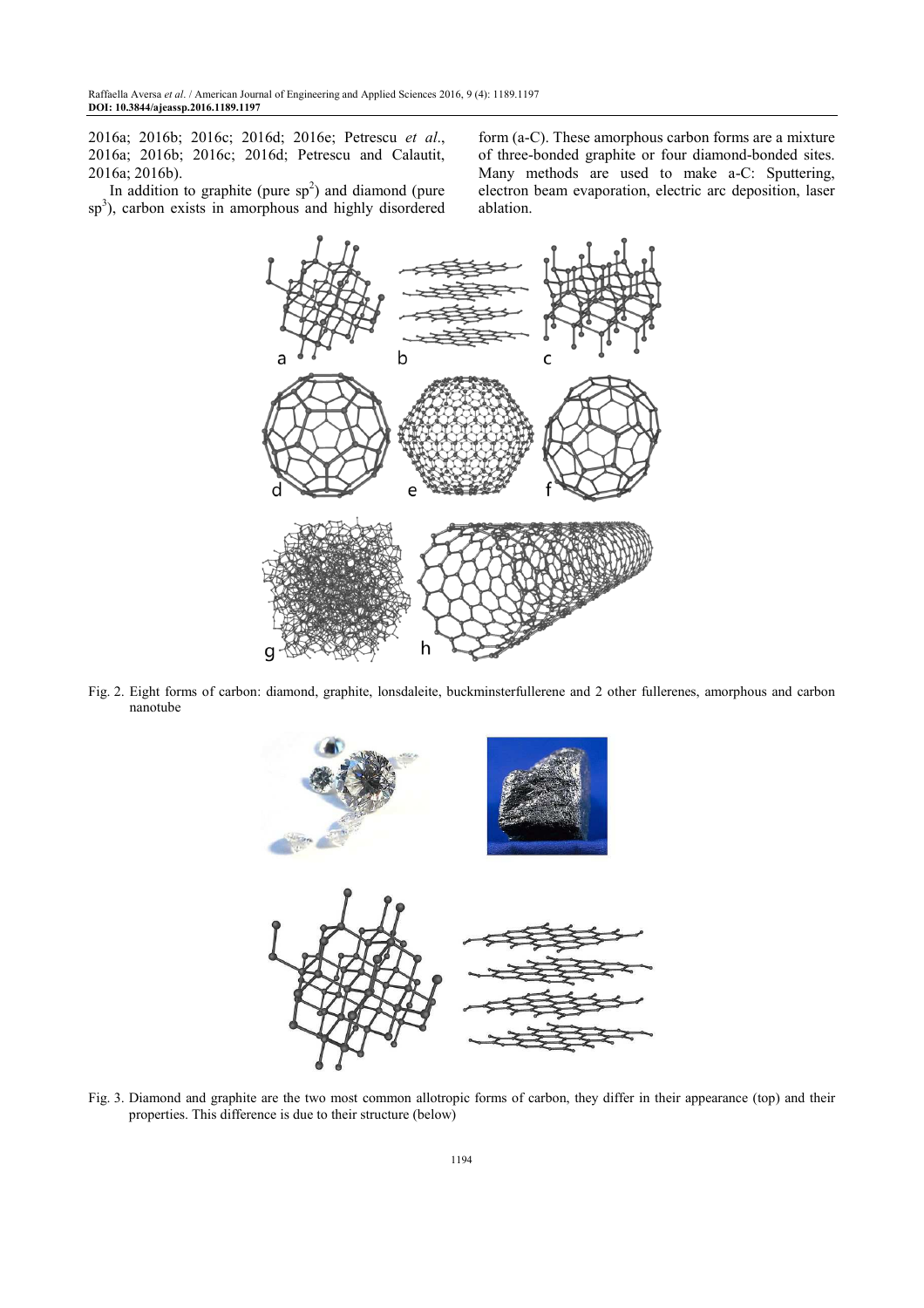2016a; 2016b; 2016c; 2016d; 2016e; Petrescu *et al*., 2016a; 2016b; 2016c; 2016d; Petrescu and Calautit, 2016a; 2016b).

In addition to graphite (pure $sp^2$) and diamond (pure $sp^3$), carbon exists in amorphous and highly disordered form (a-C). These amorphous carbon forms are a mixture of three-bonded graphite or four diamond-bonded sites. Many methods are used to make a-C: Sputtering, electron beam evaporation, electric arc deposition, laser ablation.

a
b
c
d
e
f
g
h

Fig. 2. Eight forms of carbon: diamond, graphite, lonsdaleite, buckminsterfullerene and 2 other fullerenes, amorphous and carbon nanotube

Fig. 3. Diamond and graphite are the two most common allotropic forms of carbon, they differ in their appearance (top) and their properties. This difference is due to their structure (below)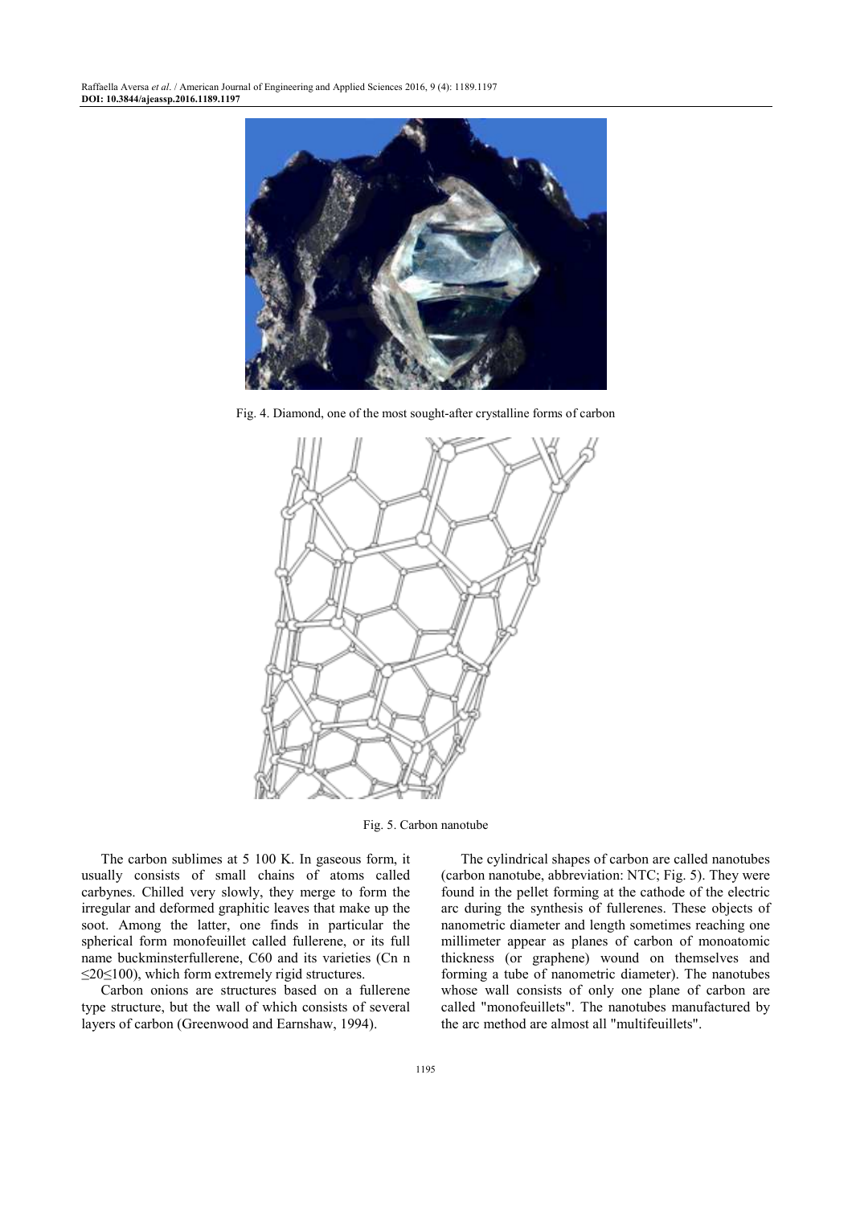Fig. 4. Diamond, one of the most sought-after crystalline forms of carbon

Fig. 5. Carbon nanotube

The carbon sublimes at 5 100 K. In gaseous form, it usually consists of small chains of atoms called carbynes. Chilled very slowly, they merge to form the irregular and deformed graphitic leaves that make up the soot. Among the latter, one finds in particular the spherical form monofeuillet called fullerene, or its full name buckminsterfullerene, C60 and its varieties (Cn n ≤20≤100), which form extremely rigid structures.

Carbon onions are structures based on a fullerene type structure, but the wall of which consists of several layers of carbon (Greenwood and Earnshaw, 1994).

The cylindrical shapes of carbon are called nanotubes (carbon nanotube, abbreviation: NTC; Fig. 5). They were found in the pellet forming at the cathode of the electric arc during the synthesis of fullerenes. These objects of nanometric diameter and length sometimes reaching one millimeter appear as planes of carbon of monoatomic thickness (or graphene) wound on themselves and forming a tube of nanometric diameter). The nanotubes whose wall consists of only one plane of carbon are called "monofeuillets". The nanotubes manufactured by the arc method are almost all "multifeuillets".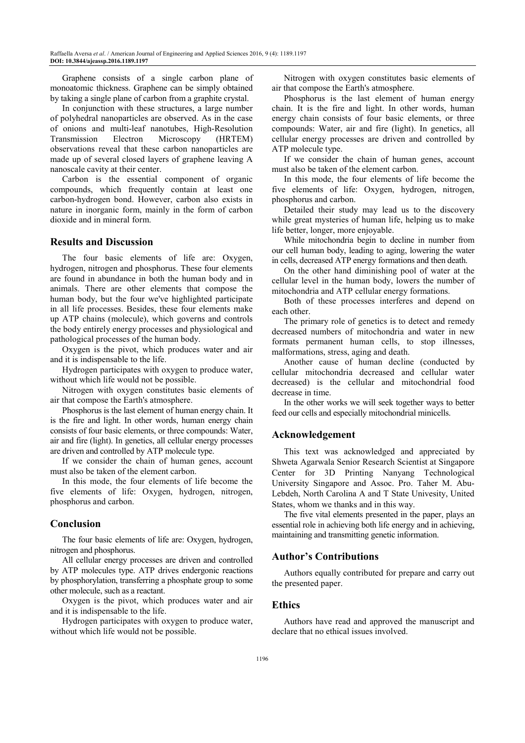Graphene consists of a single carbon plane of monoatomic thickness. Graphene can be simply obtained by taking a single plane of carbon from a graphite crystal.

In conjunction with these structures, a large number of polyhedral nanoparticles are observed. As in the case of onions and multi-leaf nanotubes, High-Resolution Transmission Electron Microscopy (HRTEM) observations reveal that these carbon nanoparticles are made up of several closed layers of graphene leaving A nanoscale cavity at their center.

Carbon is the essential component of organic compounds, which frequently contain at least one carbon-hydrogen bond. However, carbon also exists in nature in inorganic form, mainly in the form of carbon dioxide and in mineral form.

## Results and Discussion

The four basic elements of life are: Oxygen, hydrogen, nitrogen and phosphorus. These four elements are found in abundance in both the human body and in animals. There are other elements that compose the human body, but the four we've highlighted participate in all life processes. Besides, these four elements make up ATP chains (molecule), which governs and controls the body entirely energy processes and physiological and pathological processes of the human body.

Oxygen is the pivot, which produces water and air and it is indispensable to the life.

Hydrogen participates with oxygen to produce water, without which life would not be possible.

Nitrogen with oxygen constitutes basic elements of air that compose the Earth's atmosphere.

Phosphorus is the last element of human energy chain. It is the fire and light. In other words, human energy chain consists of four basic elements, or three compounds: Water, air and fire (light). In genetics, all cellular energy processes are driven and controlled by ATP molecule type.

If we consider the chain of human genes, account must also be taken of the element carbon.

In this mode, the four elements of life become the five elements of life: Oxygen, hydrogen, nitrogen, phosphorus and carbon.

## Conclusion

The four basic elements of life are: Oxygen, hydrogen, nitrogen and phosphorus.

All cellular energy processes are driven and controlled by ATP molecules type. ATP drives endergonic reactions by phosphorylation, transferring a phosphate group to some other molecule, such as a reactant.

Oxygen is the pivot, which produces water and air and it is indispensable to the life.

Hydrogen participates with oxygen to produce water, without which life would not be possible.

Nitrogen with oxygen constitutes basic elements of air that compose the Earth's atmosphere.

Phosphorus is the last element of human energy chain. It is the fire and light. In other words, human energy chain consists of four basic elements, or three compounds: Water, air and fire (light). In genetics, all cellular energy processes are driven and controlled by ATP molecule type.

If we consider the chain of human genes, account must also be taken of the element carbon.

In this mode, the four elements of life become the five elements of life: Oxygen, hydrogen, nitrogen, phosphorus and carbon.

Detailed their study may lead us to the discovery while great mysteries of human life, helping us to make life better, longer, more enjoyable.

While mitochondria begin to decline in number from our cell human body, leading to aging, lowering the water in cells, decreased ATP energy formations and then death.

On the other hand diminishing pool of water at the cellular level in the human body, lowers the number of mitochondria and ATP cellular energy formations.

Both of these processes interferes and depend on each other.

The primary role of genetics is to detect and remedy decreased numbers of mitochondria and water in new formats permanent human cells, to stop illnesses, malformations, stress, aging and death.

Another cause of human decline (conducted by cellular mitochondria decreased and cellular water decreased) is the cellular and mitochondrial food decrease in time.

In the other works we will seek together ways to better feed our cells and especially mitochondrial minicells.

## Acknowledgement

This text was acknowledged and appreciated by Shweta Agarwala Senior Research Scientist at Singapore Center for 3D Printing Nanyang Technological University Singapore and Assoc. Pro. Taher M. Abu-Lebdeh, North Carolina A and T State Univesity, United States, whom we thanks and in this way.

The five vital elements presented in the paper, plays an essential role in achieving both life energy and in achieving, maintaining and transmitting genetic information.

## Author's Contributions

Authors equally contributed for prepare and carry out the presented paper.

## Ethics

Authors have read and approved the manuscript and declare that no ethical issues involved.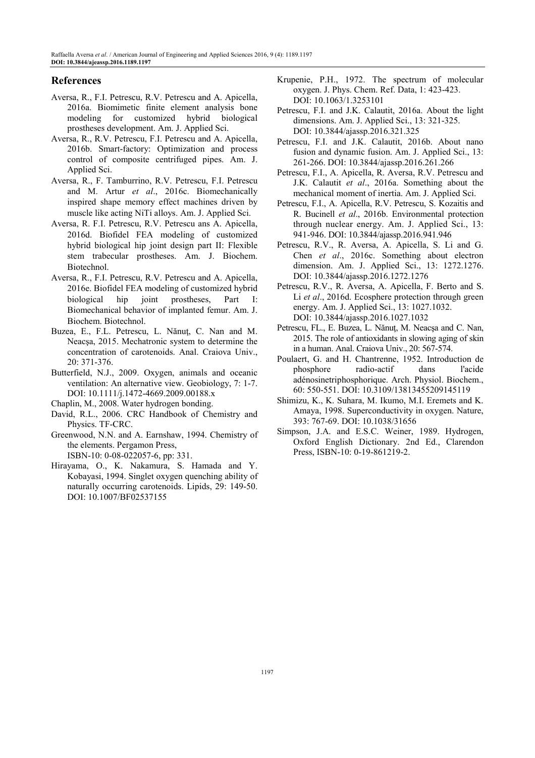## References

Aversa, R., F.I. Petrescu, R.V. Petrescu and A. Apicella, 2016a. Biomimetic finite element analysis bone modeling for customized hybrid biological prostheses development. Am. J. Applied Sci.

Aversa, R., R.V. Petrescu, F.I. Petrescu and A. Apicella, 2016b. Smart-factory: Optimization and process control of composite centrifuged pipes. Am. J. Applied Sci.

Aversa, R., F. Tamburrino, R.V. Petrescu, F.I. Petrescu and M. Artur *et al*., 2016c. Biomechanically inspired shape memory effect machines driven by muscle like acting NiTi alloys. Am. J. Applied Sci.

Aversa, R. F.I. Petrescu, R.V. Petrescu ans A. Apicella, 2016d. Biofidel FEA modeling of customized hybrid biological hip joint design part II: Flexible stem trabecular prostheses. Am. J. Biochem. Biotechnol.

Aversa, R., F.I. Petrescu, R.V. Petrescu and A. Apicella, 2016e. Biofidel FEA modeling of customized hybrid biological hip joint prostheses, Part I: Biomechanical behavior of implanted femur. Am. J. Biochem. Biotechnol.

Buzea, E., F.L. Petrescu, L. Nănuţ, C. Nan and M. Neacşa, 2015. Mechatronic system to determine the concentration of carotenoids. Anal. Craiova Univ., 20: 371-376.

Butterfield, N.J., 2009. Oxygen, animals and oceanic ventilation: An alternative view. Geobiology, 7: 1-7. DOI: 10.1111/j.1472-4669.2009.00188.x

Chaplin, M., 2008. Water hydrogen bonding.

David, R.L., 2006. CRC Handbook of Chemistry and Physics. TF-CRC.

Greenwood, N.N. and A. Earnshaw, 1994. Chemistry of the elements. Pergamon Press, ISBN-10: 0-08-022057-6, pp: 331.

Hirayama, O., K. Nakamura, S. Hamada and Y. Kobayasi, 1994. Singlet oxygen quenching ability of naturally occurring carotenoids. Lipids, 29: 149-50. DOI: 10.1007/BF02537155

Krupenie, P.H., 1972. The spectrum of molecular oxygen. J. Phys. Chem. Ref. Data, 1: 423-423. DOI: 10.1063/1.3253101

Petrescu, F.I. and J.K. Calautit, 2016a. About the light dimensions. Am. J. Applied Sci., 13: 321-325. DOI: 10.3844/ajassp.2016.321.325

Petrescu, F.I. and J.K. Calautit, 2016b. About nano fusion and dynamic fusion. Am. J. Applied Sci., 13: 261-266. DOI: 10.3844/ajassp.2016.261.266

Petrescu, F.I., A. Apicella, R. Aversa, R.V. Petrescu and J.K. Calautit *et al*., 2016a. Something about the mechanical moment of inertia. Am. J. Applied Sci.

Petrescu, F.I., A. Apicella, R.V. Petrescu, S. Kozaitis and R. Bucinell *et al*., 2016b. Environmental protection through nuclear energy. Am. J. Applied Sci., 13: 941-946. DOI: 10.3844/ajassp.2016.941.946

Petrescu, R.V., R. Aversa, A. Apicella, S. Li and G. Chen *et al*., 2016c. Something about electron dimension. Am. J. Applied Sci., 13: 1272.1276. DOI: 10.3844/ajassp.2016.1272.1276

Petrescu, R.V., R. Aversa, A. Apicella, F. Berto and S. Li *et al*., 2016d. Ecosphere protection through green energy. Am. J. Applied Sci., 13: 1027.1032. DOI: 10.3844/ajassp.2016.1027.1032

Petrescu, FL., E. Buzea, L. Nănuţ, M. Neacşa and C. Nan, 2015. The role of antioxidants in slowing aging of skin in a human. Anal. Craiova Univ., 20: 567-574.

Poulaert, G. and H. Chantrenne, 1952. Introduction de phosphore radio-actif dans l'acide adénosinetriphosphorique. Arch. Physiol. Biochem., 60: 550-551. DOI: 10.3109/13813455209145119

Shimizu, K., K. Suhara, M. Ikumo, M.I. Eremets and K. Amaya, 1998. Superconductivity in oxygen. Nature, 393: 767-69. DOI: 10.1038/31656

Simpson, J.A. and E.S.C. Weiner, 1989. Hydrogen, Oxford English Dictionary. 2nd Ed., Clarendon Press, ISBN-10: 0-19-861219-2.